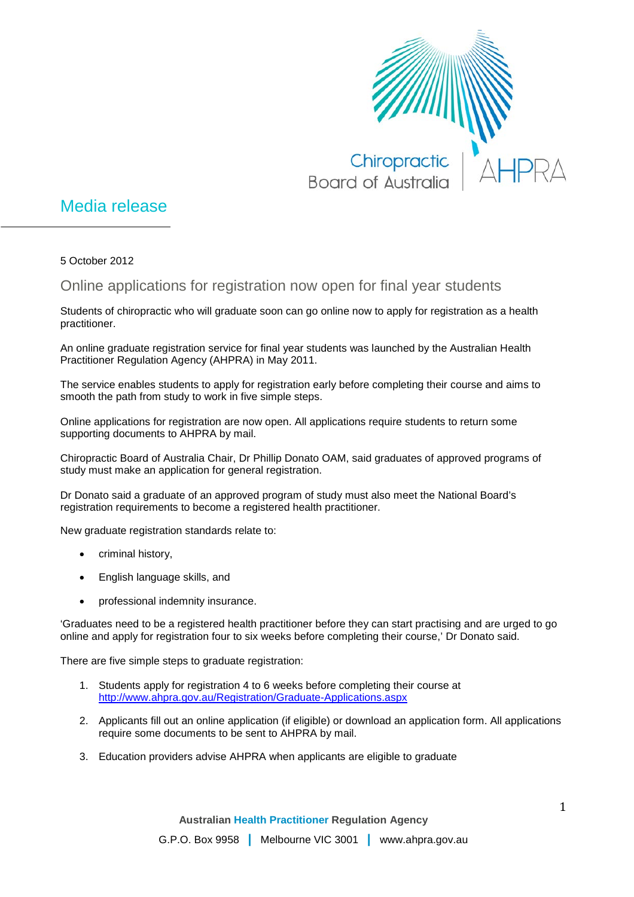Chiropractic Board of Australia | AHPRA

# Media release

5 October 2012

## Online applications for registration now open for final year students

Students of chiropractic who will graduate soon can go online now to apply for registration as a health practitioner.

An online graduate registration service for final year students was launched by the Australian Health Practitioner Regulation Agency (AHPRA) in May 2011.

The service enables students to apply for registration early before completing their course and aims to smooth the path from study to work in five simple steps.

Online applications for registration are now open. All applications require students to return some supporting documents to AHPRA by mail.

Chiropractic Board of Australia Chair, Dr Phillip Donato OAM, said graduates of approved programs of study must make an application for general registration.

Dr Donato said a graduate of an approved program of study must also meet the National Board's registration requirements to become a registered health practitioner.

New graduate registration standards relate to:

- criminal history,
- English language skills, and
- professional indemnity insurance.

'Graduates need to be a registered health practitioner before they can start practising and are urged to go online and apply for registration four to six weeks before completing their course,' Dr Donato said.

There are five simple steps to graduate registration:

1. Students apply for registration 4 to 6 weeks before completing their course at http://www.ahpra.gov.au/Registration/Graduate-Applications.aspx
2. Applicants fill out an online application (if eligible) or download an application form. All applications require some documents to be sent to AHPRA by mail.
3. Education providers advise AHPRA when applicants are eligible to graduate

**Australian Health Practitioner Regulation Agency**

G.P.O. Box 9958 | Melbourne VIC 3001 | www.ahpra.gov.au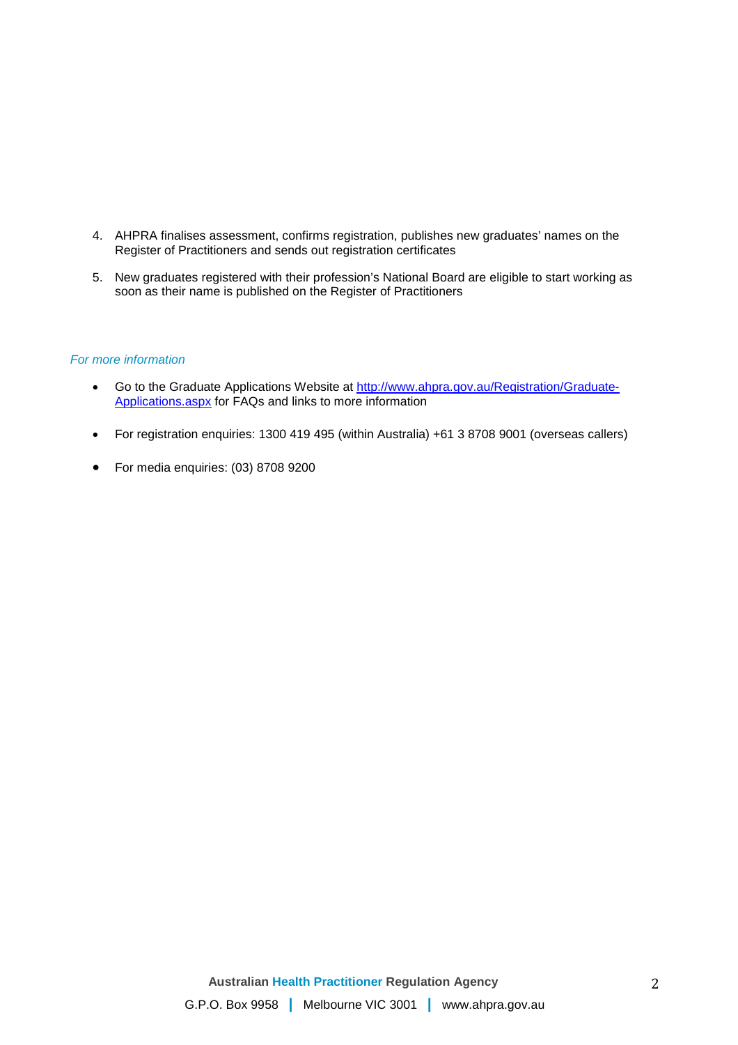4. AHPRA finalises assessment, confirms registration, publishes new graduates' names on the Register of Practitioners and sends out registration certificates

5. New graduates registered with their profession's National Board are eligible to start working as soon as their name is published on the Register of Practitioners

*For more information*

- Go to the Graduate Applications Website at [http://www.ahpra.gov.au/Registration/Graduate-Applications.aspx](http://www.ahpra.gov.au/Registration/Graduate-Applications.aspx) for FAQs and links to more information

- For registration enquiries: 1300 419 495 (within Australia) +61 3 8708 9001 (overseas callers)

- For media enquiries: (03) 8708 9200